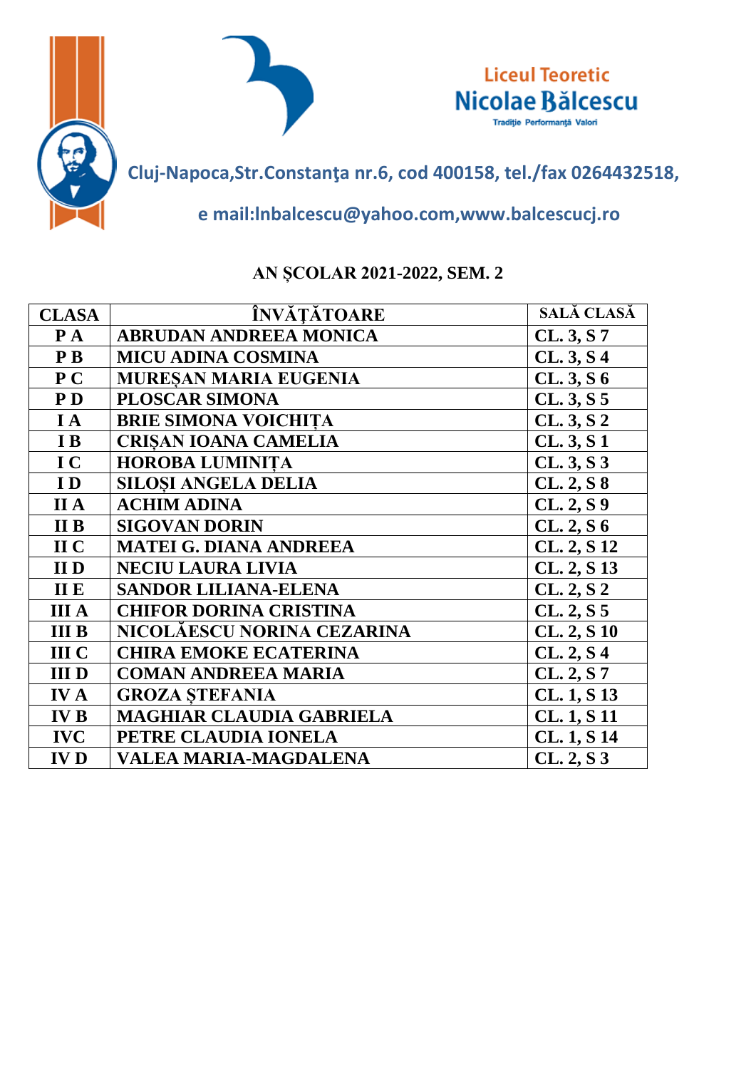Liceul Teoretic
Nicolae Bălcescu
Tradiție Performanță Valori

Cluj-Napoca,Str.Constanţa nr.6, cod 400158, tel./fax 0264432518,

e mail:lnbalcescu@yahoo.com,www.balcescucj.ro

## AN ȘCOLAR 2021-2022, SEM. 2

| CLASA | ÎNVĂȚĂTOARE | SALĂ CLASĂ |
|---|---|---|
| P A | ABRUDAN ANDREEA MONICA | CL. 3, S 7 |
| P B | MICU ADINA COSMINA | CL. 3, S 4 |
| P C | MUREȘAN MARIA EUGENIA | CL. 3, S 6 |
| P D | PLOSCAR SIMONA | CL. 3, S 5 |
| I A | BRIE SIMONA VOICHIȚA | CL. 3, S 2 |
| I B | CRIȘAN IOANA CAMELIA | CL. 3, S 1 |
| I C | HOROBA LUMINIȚA | CL. 3, S 3 |
| I D | SILOȘI ANGELA DELIA | CL. 2, S 8 |
| II A | ACHIM ADINA | CL. 2, S 9 |
| II B | SIGOVAN DORIN | CL. 2, S 6 |
| II C | MATEI G. DIANA ANDREEA | CL. 2, S 12 |
| II D | NECIU LAURA LIVIA | CL. 2, S 13 |
| II E | SANDOR LILIANA-ELENA | CL. 2, S 2 |
| III A | CHIFOR DORINA CRISTINA | CL. 2, S 5 |
| III B | NICOLĂESCU NORINA CEZARINA | CL. 2, S 10 |
| III C | CHIRA EMOKE ECATERINA | CL. 2, S 4 |
| III D | COMAN ANDREEA MARIA | CL. 2, S 7 |
| IV A | GROZA ȘTEFANIA | CL. 1, S 13 |
| IV B | MAGHIAR CLAUDIA GABRIELA | CL. 1, S 11 |
| IVC | PETRE CLAUDIA IONELA | CL. 1, S 14 |
| IV D | VALEA MARIA-MAGDALENA | CL. 2, S 3 |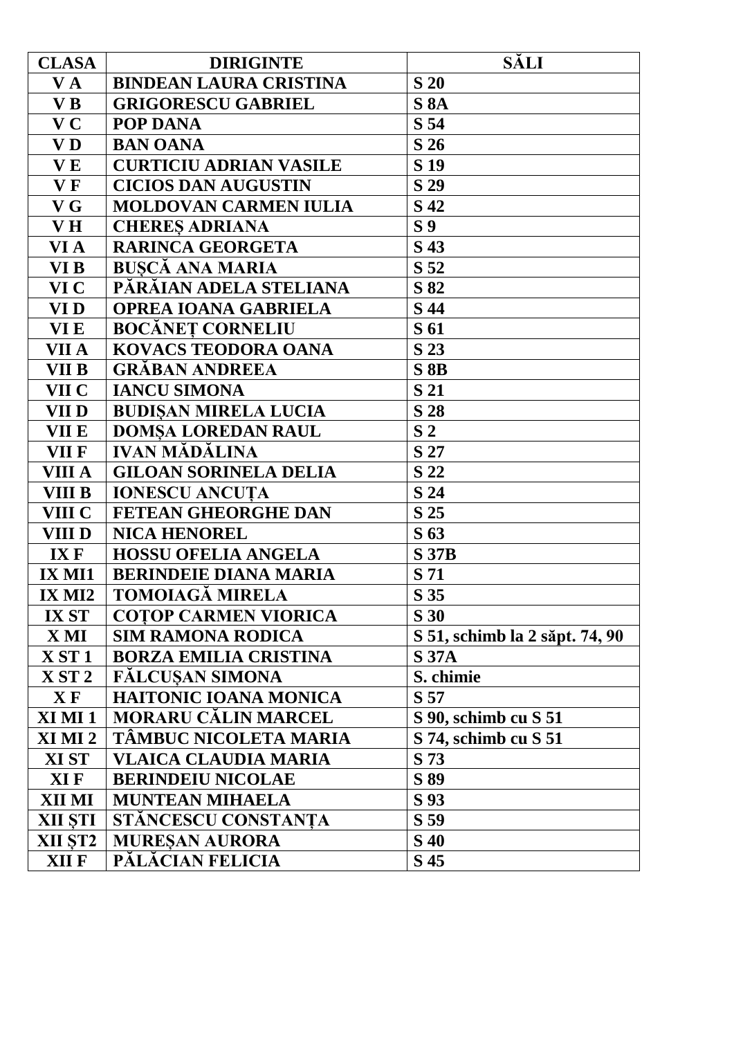| CLASA | DIRIGINTE | SĂLI |
|---|---|---|
| V A | BINDEAN LAURA CRISTINA | S 20 |
| V B | GRIGORESCU GABRIEL | S 8A |
| V C | POP DANA | S 54 |
| V D | BAN OANA | S 26 |
| V E | CURTICIU ADRIAN VASILE | S 19 |
| V F | CICIOS DAN AUGUSTIN | S 29 |
| V G | MOLDOVAN CARMEN IULIA | S 42 |
| V H | CHEREȘ ADRIANA | S 9 |
| VI A | RARINCA GEORGETA | S 43 |
| VI B | BUȘCĂ ANA MARIA | S 52 |
| VI C | PĂRĂIAN ADELA STELIANA | S 82 |
| VI D | OPREA IOANA GABRIELA | S 44 |
| VI E | BOCĂNEȚ CORNELIU | S 61 |
| VII A | KOVACS TEODORA OANA | S 23 |
| VII B | GRĂBAN ANDREEA | S 8B |
| VII C | IANCU SIMONA | S 21 |
| VII D | BUDIȘAN MIRELA LUCIA | S 28 |
| VII E | DOMȘA LOREDAN RAUL | S 2 |
| VII F | IVAN MĂDĂLINA | S 27 |
| VIII A | GILOAN SORINELA DELIA | S 22 |
| VIII B | IONESCU ANCUȚA | S 24 |
| VIII C | FETEAN GHEORGHE DAN | S 25 |
| VIII D | NICA HENOREL | S 63 |
| IX F | HOSSU OFELIA ANGELA | S 37B |
| IX MI1 | BERINDEIE DIANA MARIA | S 71 |
| IX MI2 | TOMOIAGĂ MIRELA | S 35 |
| IX ST | COȚOP CARMEN VIORICA | S 30 |
| X MI | SIM RAMONA RODICA | S 51, schimb la 2 săpt. 74, 90 |
| X ST 1 | BORZA EMILIA CRISTINA | S 37A |
| X ST 2 | FĂLCUȘAN SIMONA | S. chimie |
| X F | HAITONIC IOANA MONICA | S 57 |
| XI MI 1 | MORARU CĂLIN MARCEL | S 90, schimb cu S 51 |
| XI MI 2 | TÂMBUC NICOLETA MARIA | S 74, schimb cu S 51 |
| XI ST | VLAICA CLAUDIA MARIA | S 73 |
| XI F | BERINDEIU NICOLAE | S 89 |
| XII MI | MUNTEAN MIHAELA | S 93 |
| XII ȘTI | STĂNCESCU CONSTANȚA | S 59 |
| XII ȘT2 | MUREȘAN AURORA | S 40 |
| XII F | PĂLĂCIAN FELICIA | S 45 |